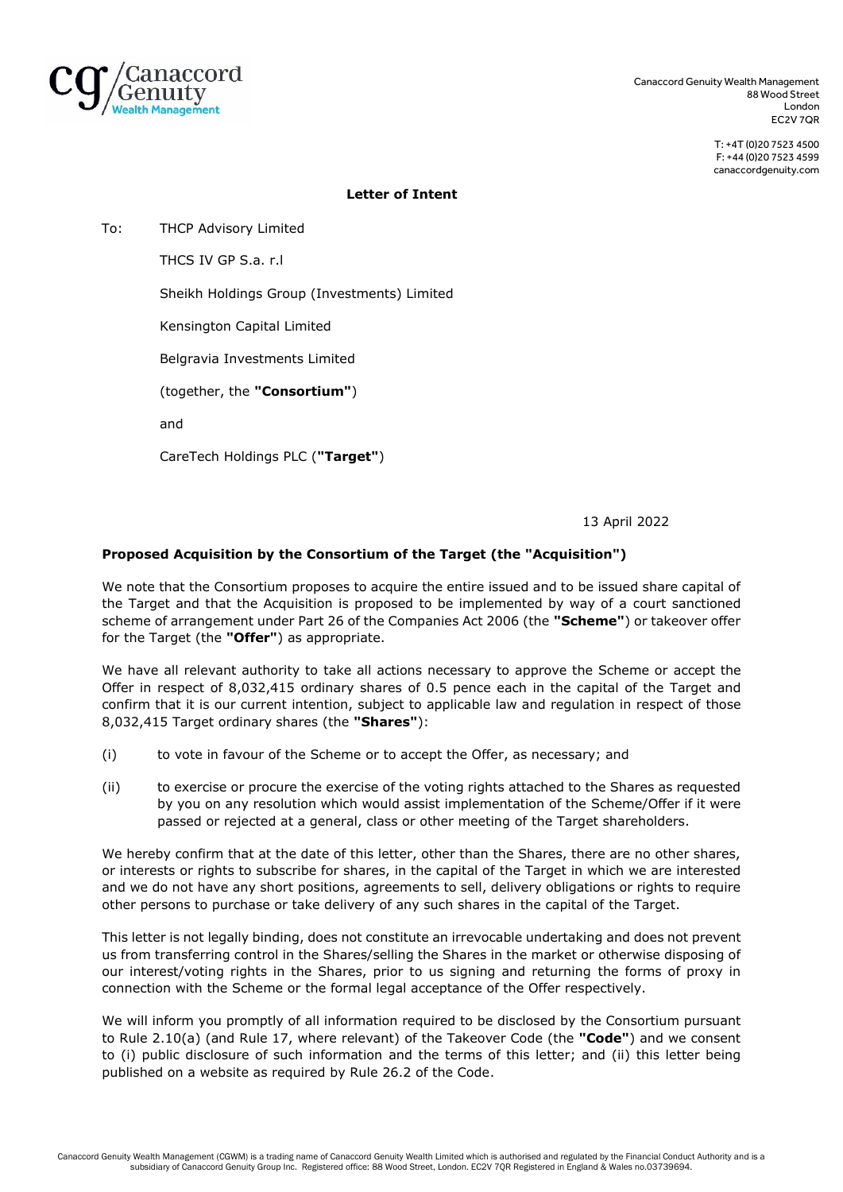Canaccord Genuity Wealth Management
88 Wood Street
London
EC2V 7QR

T: +4T (0)20 7523 4500
F: +44 (0)20 7523 4599
canaccordgenuity.com

**Letter of Intent**

To: THCP Advisory Limited

THCS IV GP S.a. r.l

Sheikh Holdings Group (Investments) Limited

Kensington Capital Limited

Belgravia Investments Limited

(together, the **"Consortium"**)

and

CareTech Holdings PLC (**"Target"**)

13 April 2022

**Proposed Acquisition by the Consortium of the Target (the "Acquisition")**

We note that the Consortium proposes to acquire the entire issued and to be issued share capital of the Target and that the Acquisition is proposed to be implemented by way of a court sanctioned scheme of arrangement under Part 26 of the Companies Act 2006 (the **"Scheme"**) or takeover offer for the Target (the **"Offer"**) as appropriate.

We have all relevant authority to take all actions necessary to approve the Scheme or accept the Offer in respect of 8,032,415 ordinary shares of 0.5 pence each in the capital of the Target and confirm that it is our current intention, subject to applicable law and regulation in respect of those 8,032,415 Target ordinary shares (the **"Shares"**):

(i) to vote in favour of the Scheme or to accept the Offer, as necessary; and

(ii) to exercise or procure the exercise of the voting rights attached to the Shares as requested by you on any resolution which would assist implementation of the Scheme/Offer if it were passed or rejected at a general, class or other meeting of the Target shareholders.

We hereby confirm that at the date of this letter, other than the Shares, there are no other shares, or interests or rights to subscribe for shares, in the capital of the Target in which we are interested and we do not have any short positions, agreements to sell, delivery obligations or rights to require other persons to purchase or take delivery of any such shares in the capital of the Target.

This letter is not legally binding, does not constitute an irrevocable undertaking and does not prevent us from transferring control in the Shares/selling the Shares in the market or otherwise disposing of our interest/voting rights in the Shares, prior to us signing and returning the forms of proxy in connection with the Scheme or the formal legal acceptance of the Offer respectively.

We will inform you promptly of all information required to be disclosed by the Consortium pursuant to Rule 2.10(a) (and Rule 17, where relevant) of the Takeover Code (the **"Code"**) and we consent to (i) public disclosure of such information and the terms of this letter; and (ii) this letter being published on a website as required by Rule 26.2 of the Code.

Canaccord Genuity Wealth Management (CGWM) is a trading name of Canaccord Genuity Wealth Limited which is authorised and regulated by the Financial Conduct Authority and is a subsidiary of Canaccord Genuity Group Inc. Registered office: 88 Wood Street, London. EC2V 7QR Registered in England & Wales no.03739694.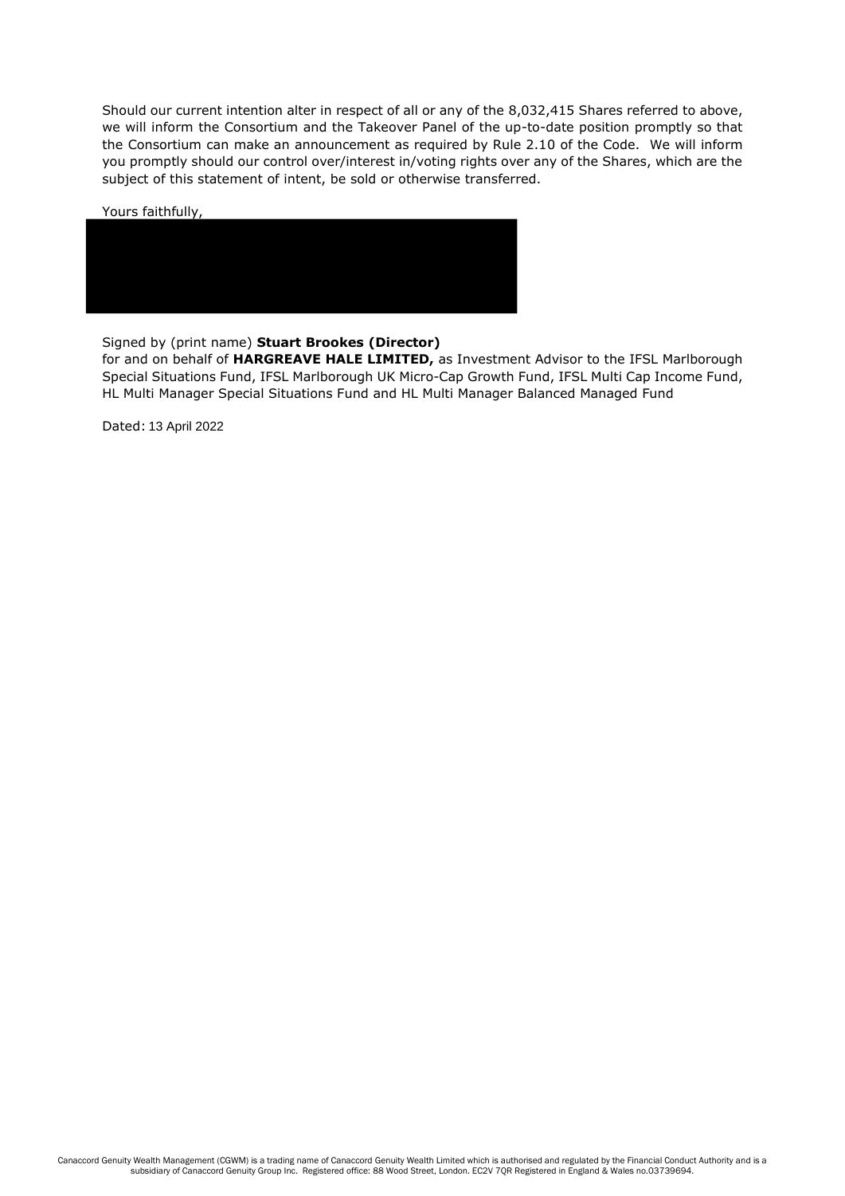Should our current intention alter in respect of all or any of the 8,032,415 Shares referred to above, we will inform the Consortium and the Takeover Panel of the up-to-date position promptly so that the Consortium can make an announcement as required by Rule 2.10 of the Code. We will inform you promptly should our control over/interest in/voting rights over any of the Shares, which are the subject of this statement of intent, be sold or otherwise transferred.

Yours faithfully,

Signed by (print name) **Stuart Brookes (Director)**
for and on behalf of **HARGREAVE HALE LIMITED,** as Investment Advisor to the IFSL Marlborough Special Situations Fund, IFSL Marlborough UK Micro-Cap Growth Fund, IFSL Multi Cap Income Fund, HL Multi Manager Special Situations Fund and HL Multi Manager Balanced Managed Fund

Dated: 13 April 2022

Canaccord Genuity Wealth Management (CGWM) is a trading name of Canaccord Genuity Wealth Limited which is authorised and regulated by the Financial Conduct Authority and is a subsidiary of Canaccord Genuity Group Inc. Registered office: 88 Wood Street, London. EC2V 7QR Registered in England & Wales no.03739694.